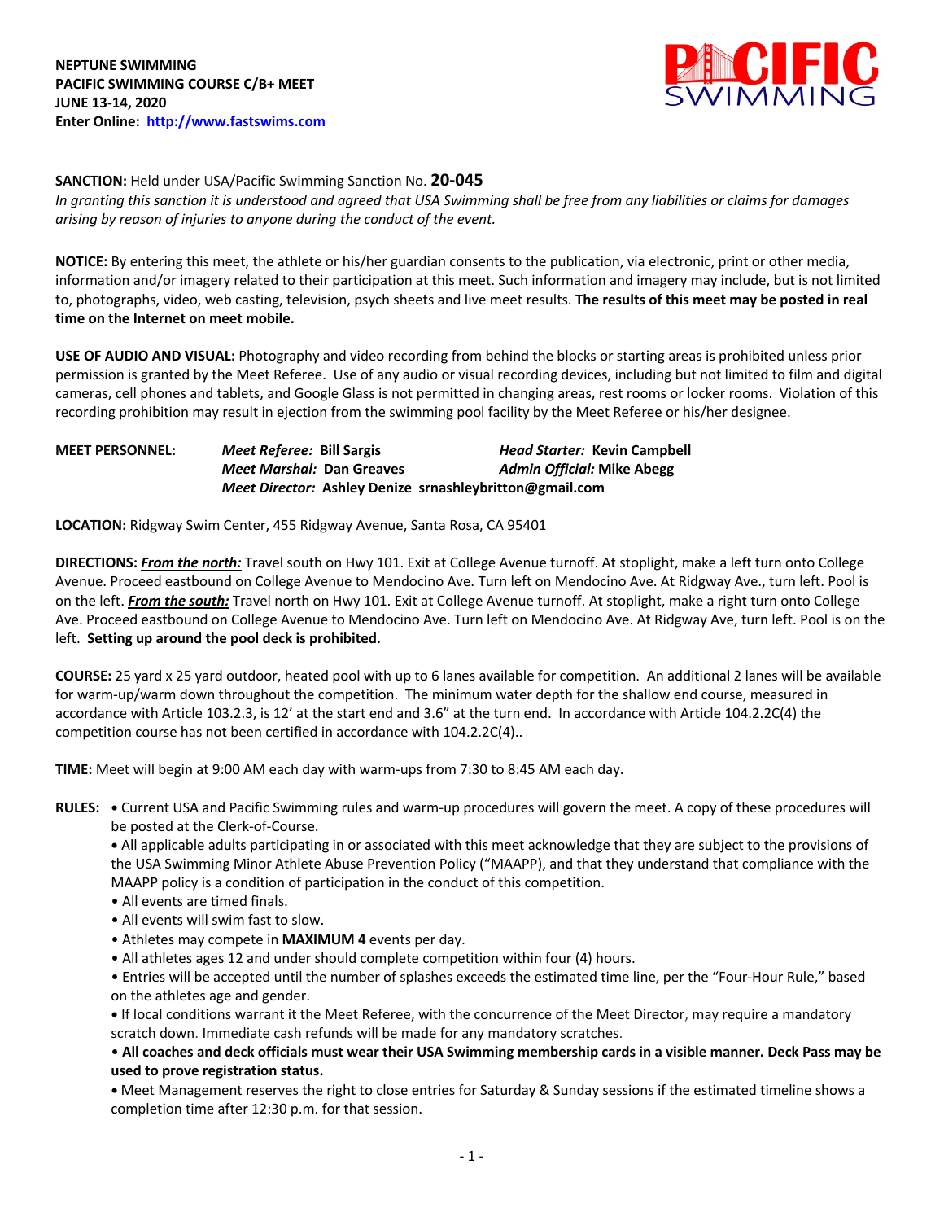**NEPTUNE SWIMMING**
**PACIFIC SWIMMING COURSE C/B+ MEET**
**JUNE 13-14, 2020**
**Enter Online: http://www.fastswims.com**

**SANCTION:** Held under USA/Pacific Swimming Sanction No. **20-045**
*In granting this sanction it is understood and agreed that USA Swimming shall be free from any liabilities or claims for damages arising by reason of injuries to anyone during the conduct of the event.*

**NOTICE:** By entering this meet, the athlete or his/her guardian consents to the publication, via electronic, print or other media, information and/or imagery related to their participation at this meet. Such information and imagery may include, but is not limited to, photographs, video, web casting, television, psych sheets and live meet results. **The results of this meet may be posted in real time on the Internet on meet mobile.**

**USE OF AUDIO AND VISUAL:** Photography and video recording from behind the blocks or starting areas is prohibited unless prior permission is granted by the Meet Referee. Use of any audio or visual recording devices, including but not limited to film and digital cameras, cell phones and tablets, and Google Glass is not permitted in changing areas, rest rooms or locker rooms. Violation of this recording prohibition may result in ejection from the swimming pool facility by the Meet Referee or his/her designee.

**MEET PERSONNEL:** *Meet Referee:* **Bill Sargis** *Head Starter:* **Kevin Campbell**
*Meet Marshal:* **Dan Greaves** *Admin Official:* **Mike Abegg**
*Meet Director:* **Ashley Denize srnashleybritton@gmail.com**

**LOCATION:** Ridgway Swim Center, 455 Ridgway Avenue, Santa Rosa, CA 95401

**DIRECTIONS:** ***From the north:*** Travel south on Hwy 101. Exit at College Avenue turnoff. At stoplight, make a left turn onto College Avenue. Proceed eastbound on College Avenue to Mendocino Ave. Turn left on Mendocino Ave. At Ridgway Ave., turn left. Pool is on the left. ***From the south:*** Travel north on Hwy 101. Exit at College Avenue turnoff. At stoplight, make a right turn onto College Ave. Proceed eastbound on College Avenue to Mendocino Ave. Turn left on Mendocino Ave. At Ridgway Ave, turn left. Pool is on the left. **Setting up around the pool deck is prohibited.**

**COURSE:** 25 yard x 25 yard outdoor, heated pool with up to 6 lanes available for competition. An additional 2 lanes will be available for warm-up/warm down throughout the competition. The minimum water depth for the shallow end course, measured in accordance with Article 103.2.3, is 12' at the start end and 3.6" at the turn end. In accordance with Article 104.2.2C(4) the competition course has not been certified in accordance with 104.2.2C(4)..

**TIME:** Meet will begin at 9:00 AM each day with warm-ups from 7:30 to 8:45 AM each day.

**RULES:**
- Current USA and Pacific Swimming rules and warm-up procedures will govern the meet. A copy of these procedures will be posted at the Clerk-of-Course.
- All applicable adults participating in or associated with this meet acknowledge that they are subject to the provisions of the USA Swimming Minor Athlete Abuse Prevention Policy ("MAAPP), and that they understand that compliance with the MAAPP policy is a condition of participation in the conduct of this competition.
- All events are timed finals.
- All events will swim fast to slow.
- Athletes may compete in **MAXIMUM 4** events per day.
- All athletes ages 12 and under should complete competition within four (4) hours.
- Entries will be accepted until the number of splashes exceeds the estimated time line, per the "Four-Hour Rule," based on the athletes age and gender.
- If local conditions warrant it the Meet Referee, with the concurrence of the Meet Director, may require a mandatory scratch down. Immediate cash refunds will be made for any mandatory scratches.
- **All coaches and deck officials must wear their USA Swimming membership cards in a visible manner. Deck Pass may be used to prove registration status.**
- Meet Management reserves the right to close entries for Saturday & Sunday sessions if the estimated timeline shows a completion time after 12:30 p.m. for that session.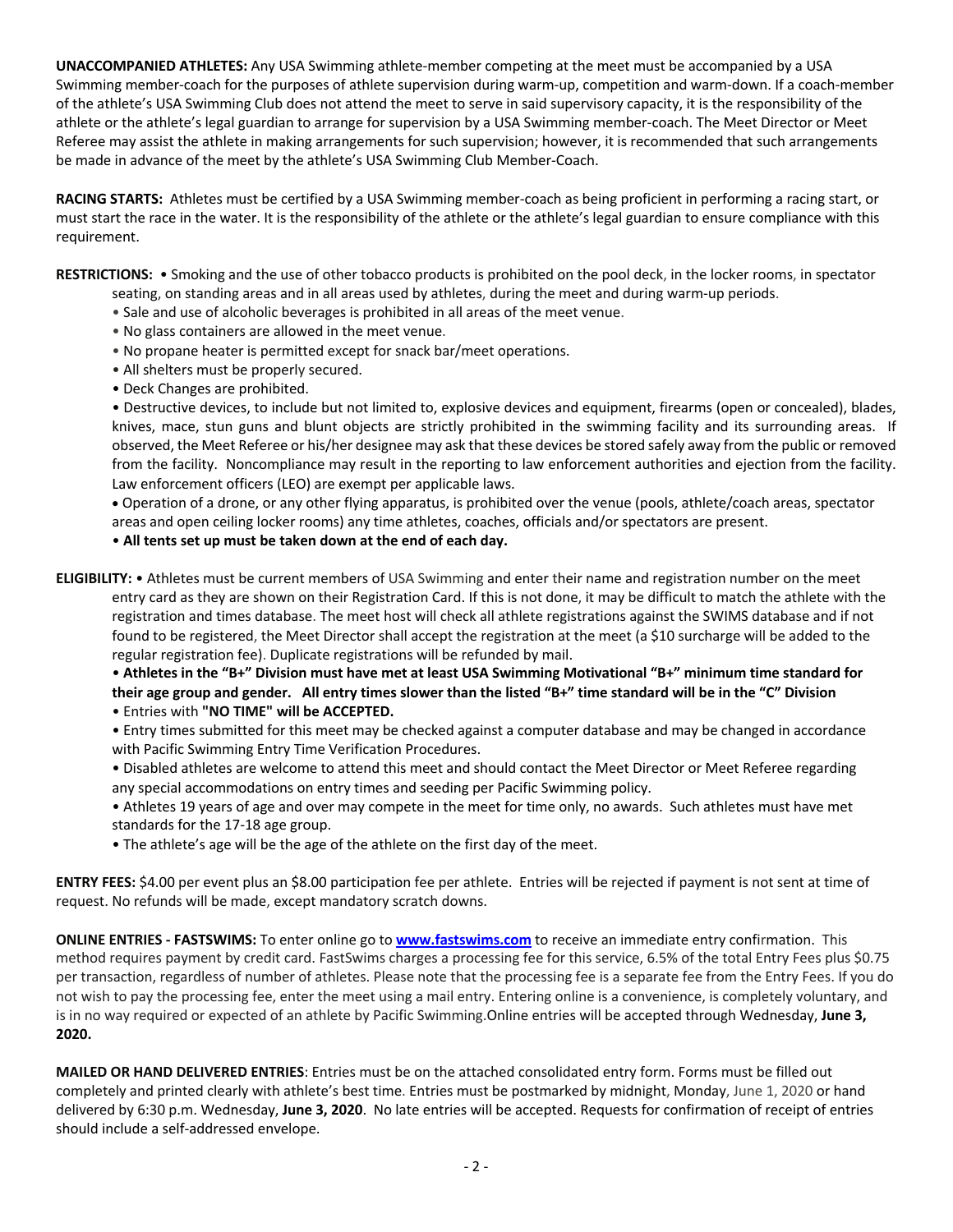**UNACCOMPANIED ATHLETES:** Any USA Swimming athlete-member competing at the meet must be accompanied by a USA Swimming member-coach for the purposes of athlete supervision during warm-up, competition and warm-down. If a coach-member of the athlete's USA Swimming Club does not attend the meet to serve in said supervisory capacity, it is the responsibility of the athlete or the athlete's legal guardian to arrange for supervision by a USA Swimming member-coach. The Meet Director or Meet Referee may assist the athlete in making arrangements for such supervision; however, it is recommended that such arrangements be made in advance of the meet by the athlete's USA Swimming Club Member-Coach.

**RACING STARTS:** Athletes must be certified by a USA Swimming member-coach as being proficient in performing a racing start, or must start the race in the water. It is the responsibility of the athlete or the athlete's legal guardian to ensure compliance with this requirement.

**RESTRICTIONS:**
- Smoking and the use of other tobacco products is prohibited on the pool deck, in the locker rooms, in spectator seating, on standing areas and in all areas used by athletes, during the meet and during warm-up periods.
- Sale and use of alcoholic beverages is prohibited in all areas of the meet venue.
- No glass containers are allowed in the meet venue.
- No propane heater is permitted except for snack bar/meet operations.
- All shelters must be properly secured.
- Deck Changes are prohibited.
- Destructive devices, to include but not limited to, explosive devices and equipment, firearms (open or concealed), blades, knives, mace, stun guns and blunt objects are strictly prohibited in the swimming facility and its surrounding areas. If observed, the Meet Referee or his/her designee may ask that these devices be stored safely away from the public or removed from the facility. Noncompliance may result in the reporting to law enforcement authorities and ejection from the facility. Law enforcement officers (LEO) are exempt per applicable laws.
- Operation of a drone, or any other flying apparatus, is prohibited over the venue (pools, athlete/coach areas, spectator areas and open ceiling locker rooms) any time athletes, coaches, officials and/or spectators are present.
- **All tents set up must be taken down at the end of each day.**

**ELIGIBILITY:**
- Athletes must be current members of USA Swimming and enter their name and registration number on the meet entry card as they are shown on their Registration Card. If this is not done, it may be difficult to match the athlete with the registration and times database. The meet host will check all athlete registrations against the SWIMS database and if not found to be registered, the Meet Director shall accept the registration at the meet (a $10 surcharge will be added to the regular registration fee). Duplicate registrations will be refunded by mail.
- **Athletes in the "B+" Division must have met at least USA Swimming Motivational "B+" minimum time standard for their age group and gender. All entry times slower than the listed "B+" time standard will be in the "C" Division**
- Entries with **"NO TIME" will be ACCEPTED.**
- Entry times submitted for this meet may be checked against a computer database and may be changed in accordance with Pacific Swimming Entry Time Verification Procedures.
- Disabled athletes are welcome to attend this meet and should contact the Meet Director or Meet Referee regarding any special accommodations on entry times and seeding per Pacific Swimming policy.
- Athletes 19 years of age and over may compete in the meet for time only, no awards. Such athletes must have met standards for the 17-18 age group.
- The athlete's age will be the age of the athlete on the first day of the meet.

**ENTRY FEES:** $4.00 per event plus an $8.00 participation fee per athlete. Entries will be rejected if payment is not sent at time of request. No refunds will be made, except mandatory scratch downs.

**ONLINE ENTRIES - FASTSWIMS:** To enter online go to **[www.fastswims.com](http://www.fastswims.com)** to receive an immediate entry confirmation. This method requires payment by credit card. FastSwims charges a processing fee for this service, 6.5% of the total Entry Fees plus $0.75 per transaction, regardless of number of athletes. Please note that the processing fee is a separate fee from the Entry Fees. If you do not wish to pay the processing fee, enter the meet using a mail entry. Entering online is a convenience, is completely voluntary, and is in no way required or expected of an athlete by Pacific Swimming.Online entries will be accepted through Wednesday, **June 3, 2020.**

**MAILED OR HAND DELIVERED ENTRIES**: Entries must be on the attached consolidated entry form. Forms must be filled out completely and printed clearly with athlete's best time. Entries must be postmarked by midnight, Monday, June 1, 2020 or hand delivered by 6:30 p.m. Wednesday, **June 3, 2020**. No late entries will be accepted. Requests for confirmation of receipt of entries should include a self-addressed envelope.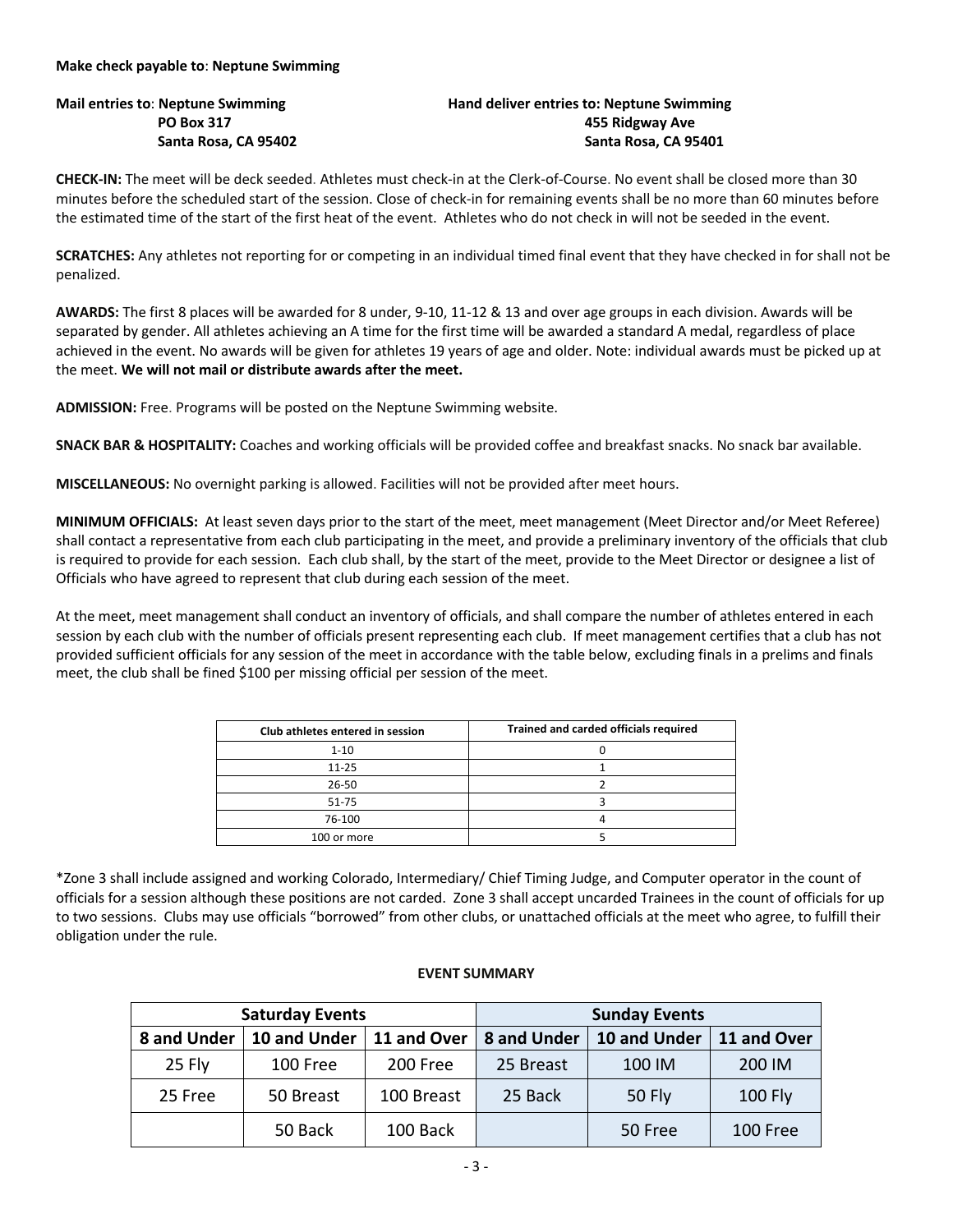**Make check payable to**: **Neptune Swimming**

**Mail entries to**: **Neptune Swimming**
**PO Box 317**
**Santa Rosa, CA 95402**

**Hand deliver entries to: Neptune Swimming**
**455 Ridgway Ave**
**Santa Rosa, CA 95401**

**CHECK-IN:** The meet will be deck seeded. Athletes must check-in at the Clerk-of-Course. No event shall be closed more than 30 minutes before the scheduled start of the session. Close of check-in for remaining events shall be no more than 60 minutes before the estimated time of the start of the first heat of the event. Athletes who do not check in will not be seeded in the event.

**SCRATCHES:** Any athletes not reporting for or competing in an individual timed final event that they have checked in for shall not be penalized.

**AWARDS:** The first 8 places will be awarded for 8 under, 9-10, 11-12 & 13 and over age groups in each division. Awards will be separated by gender. All athletes achieving an A time for the first time will be awarded a standard A medal, regardless of place achieved in the event. No awards will be given for athletes 19 years of age and older. Note: individual awards must be picked up at the meet. **We will not mail or distribute awards after the meet.**

**ADMISSION:** Free. Programs will be posted on the Neptune Swimming website.

**SNACK BAR & HOSPITALITY:** Coaches and working officials will be provided coffee and breakfast snacks. No snack bar available.

**MISCELLANEOUS:** No overnight parking is allowed. Facilities will not be provided after meet hours.

**MINIMUM OFFICIALS:** At least seven days prior to the start of the meet, meet management (Meet Director and/or Meet Referee) shall contact a representative from each club participating in the meet, and provide a preliminary inventory of the officials that club is required to provide for each session. Each club shall, by the start of the meet, provide to the Meet Director or designee a list of Officials who have agreed to represent that club during each session of the meet.

At the meet, meet management shall conduct an inventory of officials, and shall compare the number of athletes entered in each session by each club with the number of officials present representing each club. If meet management certifies that a club has not provided sufficient officials for any session of the meet in accordance with the table below, excluding finals in a prelims and finals meet, the club shall be fined $100 per missing official per session of the meet.

| Club athletes entered in session | Trained and carded officials required |
|---|---|
| 1-10 | 0 |
| 11-25 | 1 |
| 26-50 | 2 |
| 51-75 | 3 |
| 76-100 | 4 |
| 100 or more | 5 |

*Zone 3 shall include assigned and working Colorado, Intermediary/ Chief Timing Judge, and Computer operator in the count of officials for a session although these positions are not carded. Zone 3 shall accept uncarded Trainees in the count of officials for up to two sessions. Clubs may use officials "borrowed" from other clubs, or unattached officials at the meet who agree, to fulfill their obligation under the rule.

**EVENT SUMMARY**

| Saturday Events | | | Sunday Events | | |
|---|---|---|---|---|---|
| 8 and Under | 10 and Under | 11 and Over | 8 and Under | 10 and Under | 11 and Over |
| 25 Fly | 100 Free | 200 Free | 25 Breast | 100 IM | 200 IM |
| 25 Free | 50 Breast | 100 Breast | 25 Back | 50 Fly | 100 Fly |
| | 50 Back | 100 Back | | 50 Free | 100 Free |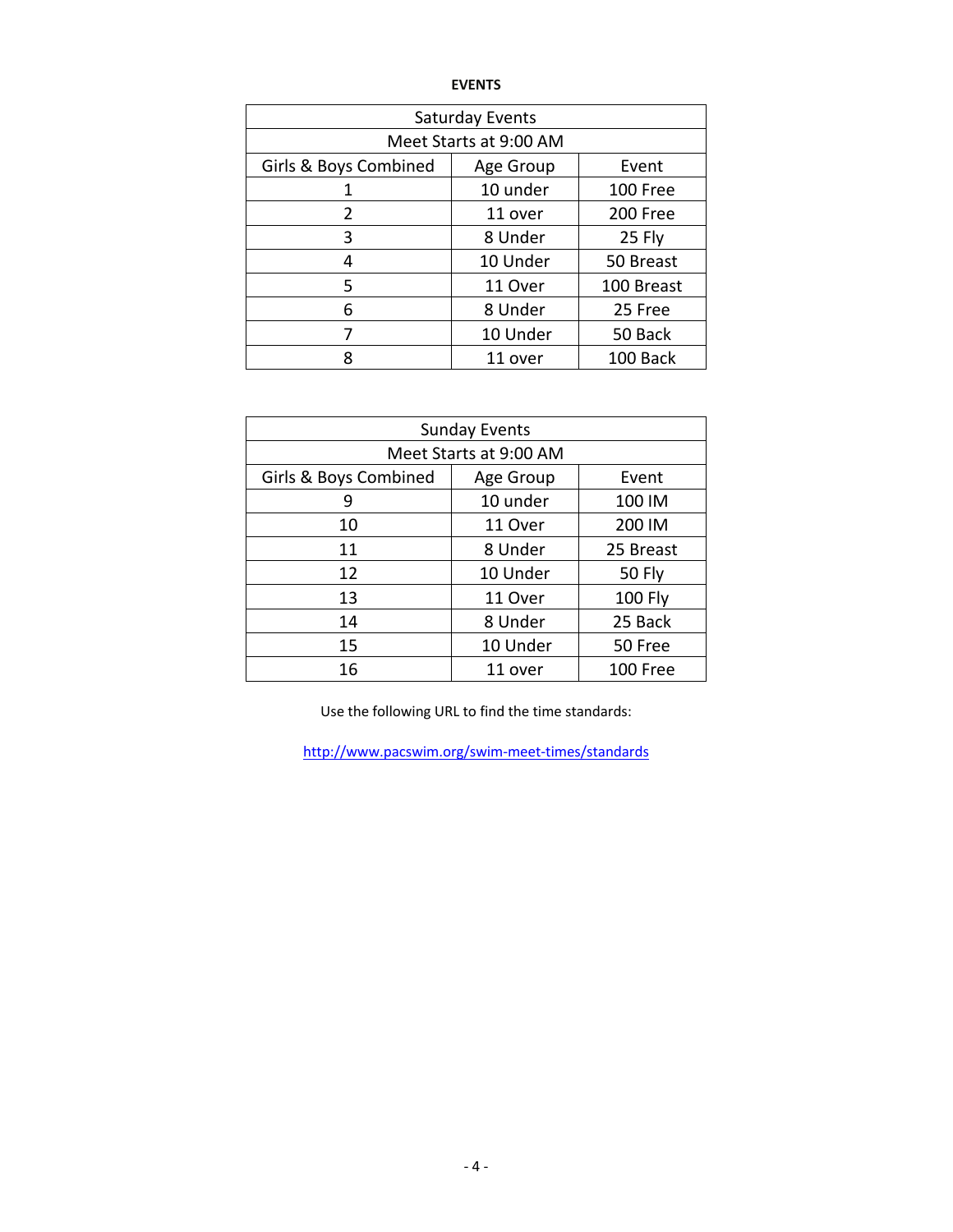**EVENTS**

| Saturday Events | | |
|---|---|---|
| Meet Starts at 9:00 AM | | |
| Girls & Boys Combined | Age Group | Event |
| 1 | 10 under | 100 Free |
| 2 | 11 over | 200 Free |
| 3 | 8 Under | 25 Fly |
| 4 | 10 Under | 50 Breast |
| 5 | 11 Over | 100 Breast |
| 6 | 8 Under | 25 Free |
| 7 | 10 Under | 50 Back |
| 8 | 11 over | 100 Back |

| Sunday Events | | |
|---|---|---|
| Meet Starts at 9:00 AM | | |
| Girls & Boys Combined | Age Group | Event |
| 9 | 10 under | 100 IM |
| 10 | 11 Over | 200 IM |
| 11 | 8 Under | 25 Breast |
| 12 | 10 Under | 50 Fly |
| 13 | 11 Over | 100 Fly |
| 14 | 8 Under | 25 Back |
| 15 | 10 Under | 50 Free |
| 16 | 11 over | 100 Free |

Use the following URL to find the time standards:

http://www.pacswim.org/swim-meet-times/standards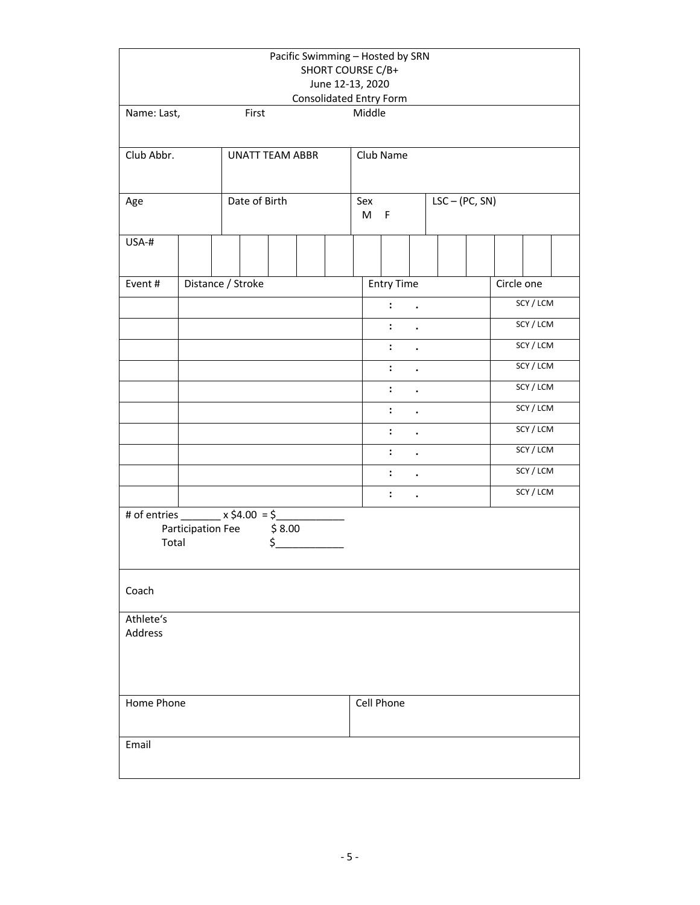Pacific Swimming – Hosted by SRN
SHORT COURSE C/B+
June 12-13, 2020
Consolidated Entry Form

| Name: Last, | First | Middle |
|---|---|---|
| | | |

| Club Abbr. | UNATT TEAM ABBR | Club Name |
|---|---|---|
| | | |

| Age | Date of Birth | Sex M F | LSC – (PC, SN) |
|---|---|---|---|
| | | | |

| USA-# | | | | | | | | | | | | | | |
|---|---|---|---|---|---|---|---|---|---|---|---|---|---|---|

| Event # | Distance / Stroke | Entry Time | Circle one |
|---|---|---|---|
| | | : . | SCY / LCM |
| | | : . | SCY / LCM |
| | | : . | SCY / LCM |
| | | : . | SCY / LCM |
| | | : . | SCY / LCM |
| | | : . | SCY / LCM |
| | | : . | SCY / LCM |
| | | : . | SCY / LCM |
| | | : . | SCY / LCM |
| | | : . | SCY / LCM |

# of entries _______ x $4.00 = $____________
Participation Fee $ 8.00
Total $____________

Coach

Athlete's Address

| Home Phone | Cell Phone |
|---|---|
| | |

Email